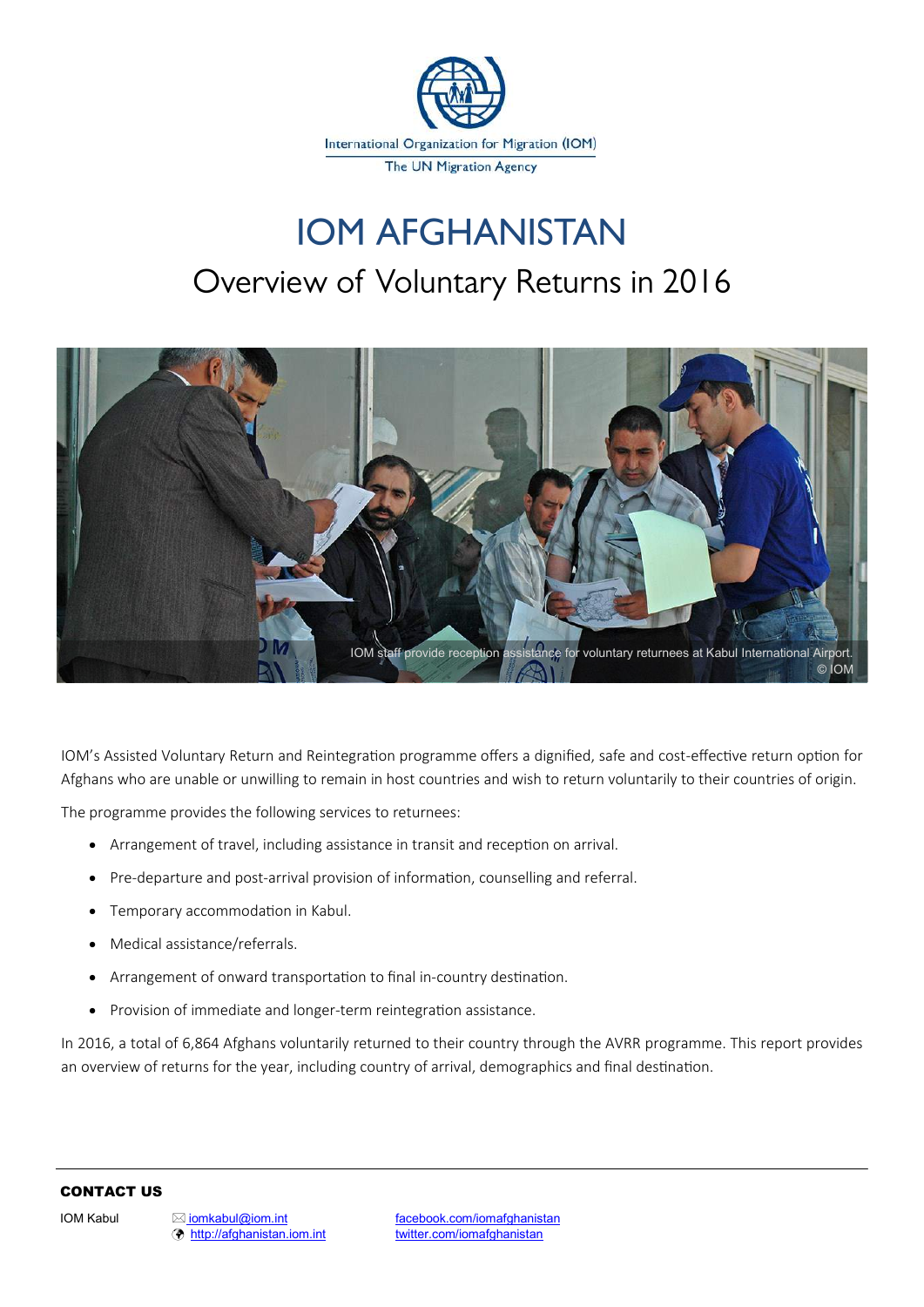International Organization for Migration (IOM)
The UN Migration Agency

# IOM AFGHANISTAN

## Overview of Voluntary Returns in 2016

IOM staff provide reception assistance for voluntary returnees at Kabul International Airport. © IOM

IOM's Assisted Voluntary Return and Reintegration programme offers a dignified, safe and cost-effective return option for Afghans who are unable or unwilling to remain in host countries and wish to return voluntarily to their countries of origin.

The programme provides the following services to returnees:

- Arrangement of travel, including assistance in transit and reception on arrival.
- Pre-departure and post-arrival provision of information, counselling and referral.
- Temporary accommodation in Kabul.
- Medical assistance/referrals.
- Arrangement of onward transportation to final in-country destination.
- Provision of immediate and longer-term reintegration assistance.

In 2016, a total of 6,864 Afghans voluntarily returned to their country through the AVRR programme. This report provides an overview of returns for the year, including country of arrival, demographics and final destination.

**CONTACT US**

IOM Kabul

iomkabul@iom.int
http://afghanistan.iom.int

facebook.com/iomafghanistan
twitter.com/iomafghanistan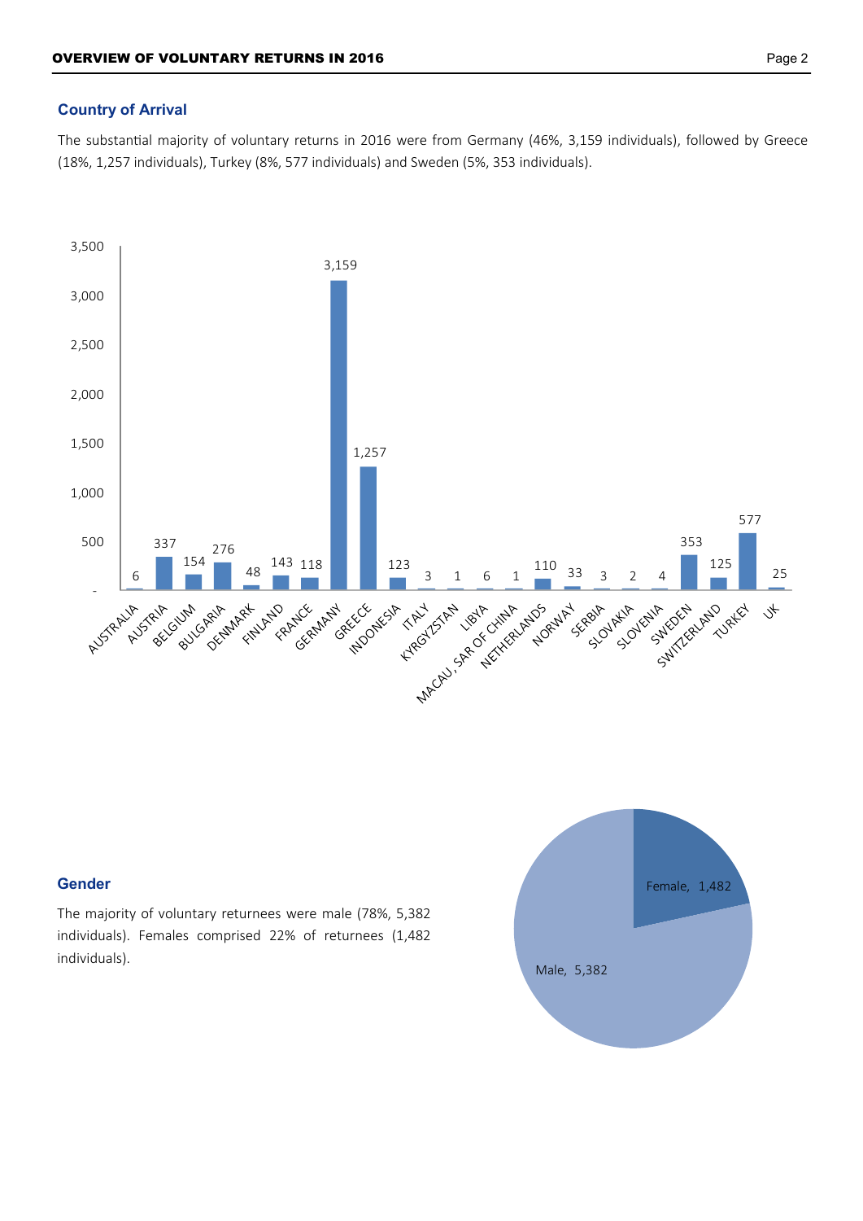## Country of Arrival

The substantial majority of voluntary returns in 2016 were from Germany (46%, 3,159 individuals), followed by Greece (18%, 1,257 individuals), Turkey (8%, 577 individuals) and Sweden (5%, 353 individuals).

| Country | Individuals |
|---|---|
| AUSTRALIA | 6 |
| AUSTRIA | 337 |
| BELGIUM | 154 |
| BULGARIA | 276 |
| DENMARK | 48 |
| FINLAND | 143 |
| FRANCE | 118 |
| GERMANY | 3,159 |
| GREECE | 1,257 |
| INDONESIA | 123 |
| ITALY | 3 |
| KYRGYZSTAN | 1 |
| LIBYA | 6 |
| MACAU, SAR OF CHINA | 1 |
| NETHERLANDS | 110 |
| NORWAY | 33 |
| SERBIA | 3 |
| SLOVAKIA | 2 |
| SLOVENIA | 4 |
| SWEDEN | 353 |
| SWITZERLAND | 125 |
| TURKEY | 577 |
| UK | 25 |

## Gender

The majority of voluntary returnees were male (78%, 5,382 individuals). Females comprised 22% of returnees (1,482 individuals).

| Gender | Individuals |
|---|---|
| Female | 1,482 |
| Male | 5,382 |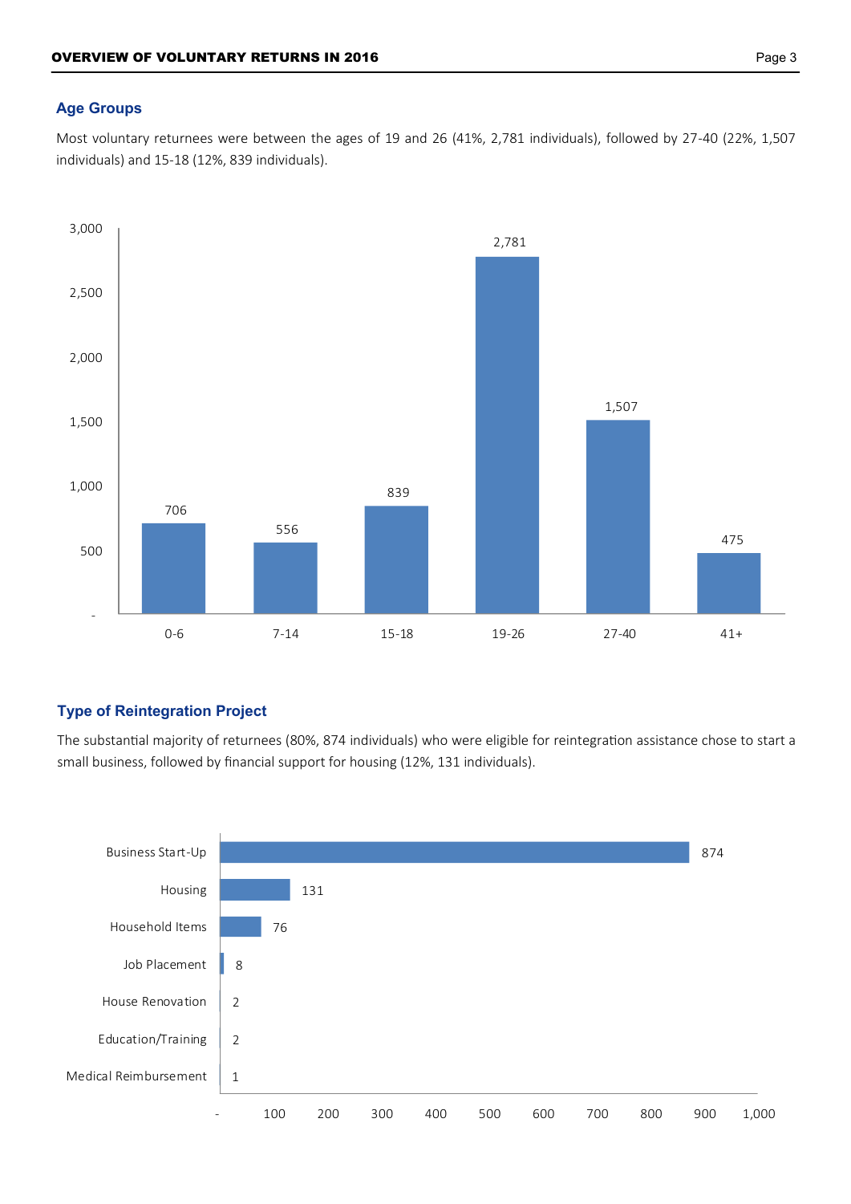## Age Groups

Most voluntary returnees were between the ages of 19 and 26 (41%, 2,781 individuals), followed by 27-40 (22%, 1,507 individuals) and 15-18 (12%, 839 individuals).

| Age group | Individuals |
|---|---|
| 0-6 | 706 |
| 7-14 | 556 |
| 15-18 | 839 |
| 19-26 | 2,781 |
| 27-40 | 1,507 |
| 41+ | 475 |

## Type of Reintegration Project

The substantial majority of returnees (80%, 874 individuals) who were eligible for reintegration assistance chose to start a small business, followed by financial support for housing (12%, 131 individuals).

| Type of Reintegration Project | Individuals |
|---|---|
| Business Start-Up | 874 |
| Housing | 131 |
| Household Items | 76 |
| Job Placement | 8 |
| House Renovation | 2 |
| Education/Training | 2 |
| Medical Reimbursement | 1 |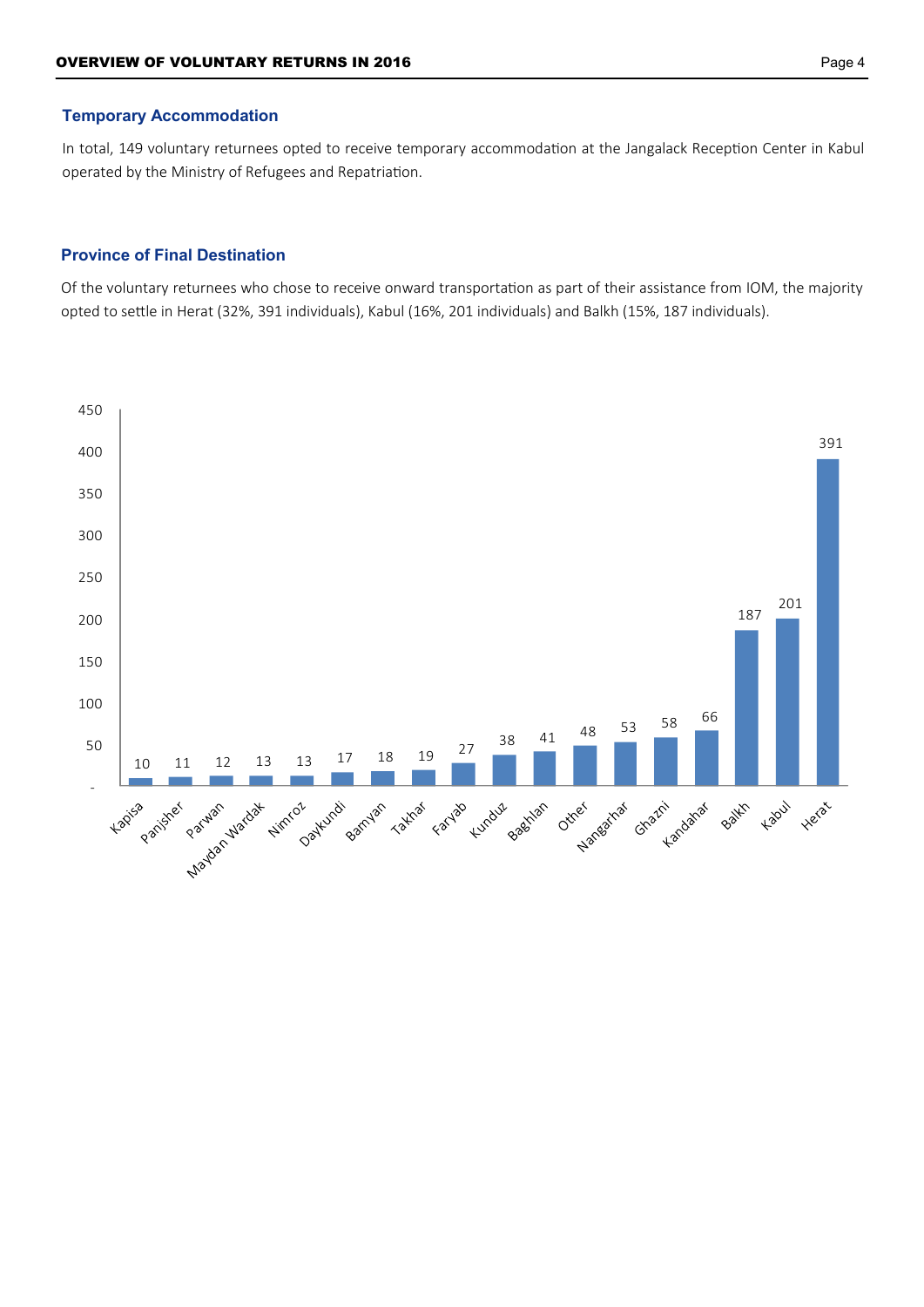### Temporary Accommodation

In total, 149 voluntary returnees opted to receive temporary accommodation at the Jangalack Reception Center in Kabul operated by the Ministry of Refugees and Repatriation.

### Province of Final Destination

Of the voluntary returnees who chose to receive onward transportation as part of their assistance from IOM, the majority opted to settle in Herat (32%, 391 individuals), Kabul (16%, 201 individuals) and Balkh (15%, 187 individuals).

| Province | Individuals |
|---|---|
| Kapisa | 10 |
| Panjsher | 11 |
| Parwan | 12 |
| Maydan Wardak | 13 |
| Nimroz | 13 |
| Daykundi | 17 |
| Bamyan | 18 |
| Takhar | 19 |
| Faryab | 27 |
| Kunduz | 38 |
| Baghlan | 41 |
| Other | 48 |
| Nangarhar | 53 |
| Ghazni | 58 |
| Kandahar | 66 |
| Balkh | 187 |
| Kabul | 201 |
| Herat | 391 |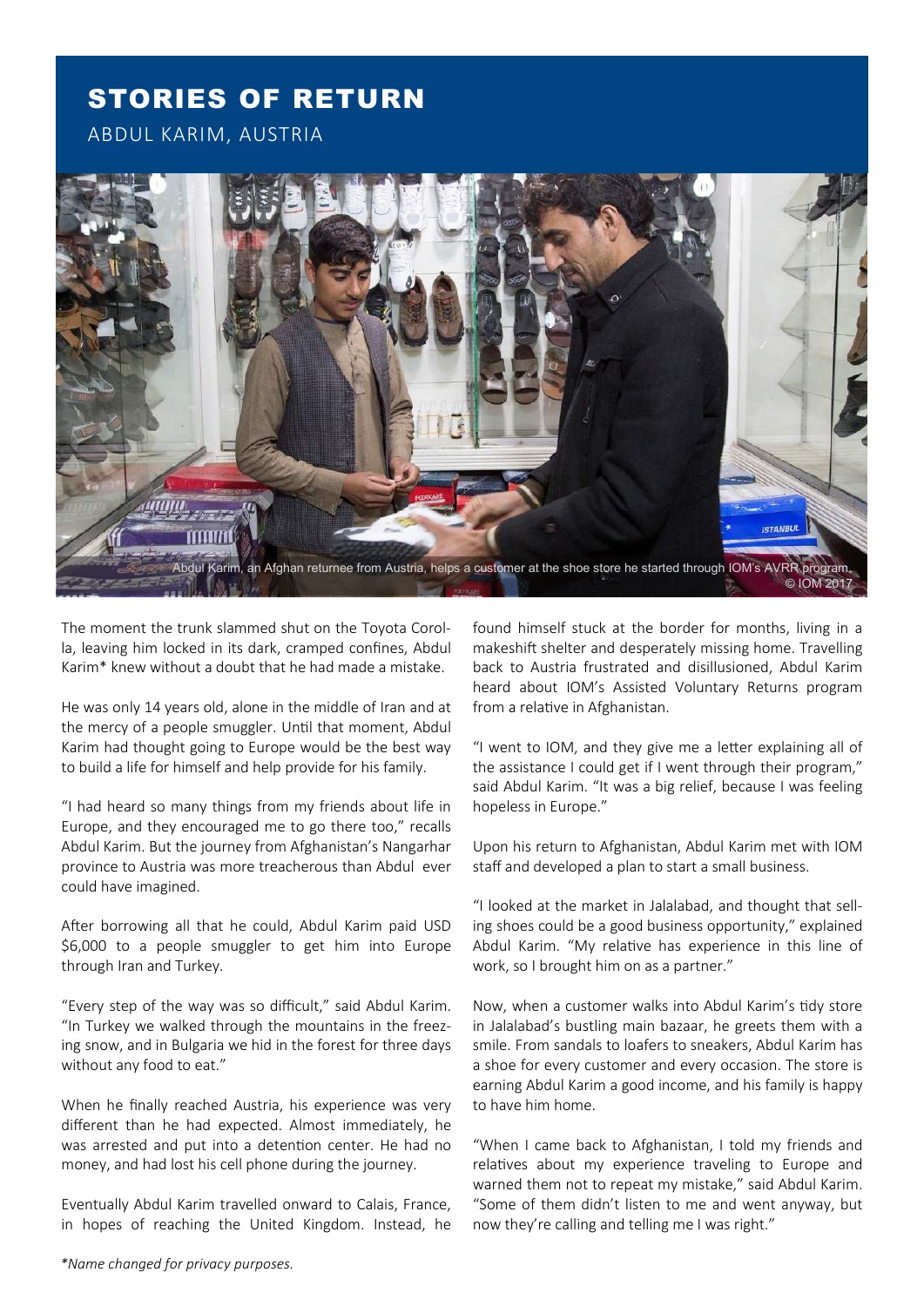## STORIES OF RETURN

ABDUL KARIM, AUSTRIA

Abdul Karim, an Afghan returnee from Austria, helps a customer at the shoe store he started through IOM's AVRR program. © IOM 2017

The moment the trunk slammed shut on the Toyota Corolla, leaving him locked in its dark, cramped confines, Abdul Karim* knew without a doubt that he had made a mistake.

He was only 14 years old, alone in the middle of Iran and at the mercy of a people smuggler. Until that moment, Abdul Karim had thought going to Europe would be the best way to build a life for himself and help provide for his family.

"I had heard so many things from my friends about life in Europe, and they encouraged me to go there too," recalls Abdul Karim. But the journey from Afghanistan's Nangarhar province to Austria was more treacherous than Abdul ever could have imagined.

After borrowing all that he could, Abdul Karim paid USD $6,000 to a people smuggler to get him into Europe through Iran and Turkey.

"Every step of the way was so difficult," said Abdul Karim. "In Turkey we walked through the mountains in the freezing snow, and in Bulgaria we hid in the forest for three days without any food to eat."

When he finally reached Austria, his experience was very different than he had expected. Almost immediately, he was arrested and put into a detention center. He had no money, and had lost his cell phone during the journey.

Eventually Abdul Karim travelled onward to Calais, France, in hopes of reaching the United Kingdom. Instead, he found himself stuck at the border for months, living in a makeshift shelter and desperately missing home. Travelling back to Austria frustrated and disillusioned, Abdul Karim heard about IOM's Assisted Voluntary Returns program from a relative in Afghanistan.

"I went to IOM, and they give me a letter explaining all of the assistance I could get if I went through their program," said Abdul Karim. "It was a big relief, because I was feeling hopeless in Europe."

Upon his return to Afghanistan, Abdul Karim met with IOM staff and developed a plan to start a small business.

"I looked at the market in Jalalabad, and thought that selling shoes could be a good business opportunity," explained Abdul Karim. "My relative has experience in this line of work, so I brought him on as a partner."

Now, when a customer walks into Abdul Karim's tidy store in Jalalabad's bustling main bazaar, he greets them with a smile. From sandals to loafers to sneakers, Abdul Karim has a shoe for every customer and every occasion. The store is earning Abdul Karim a good income, and his family is happy to have him home.

"When I came back to Afghanistan, I told my friends and relatives about my experience traveling to Europe and warned them not to repeat my mistake," said Abdul Karim. "Some of them didn't listen to me and went anyway, but now they're calling and telling me I was right."

*\*Name changed for privacy purposes.*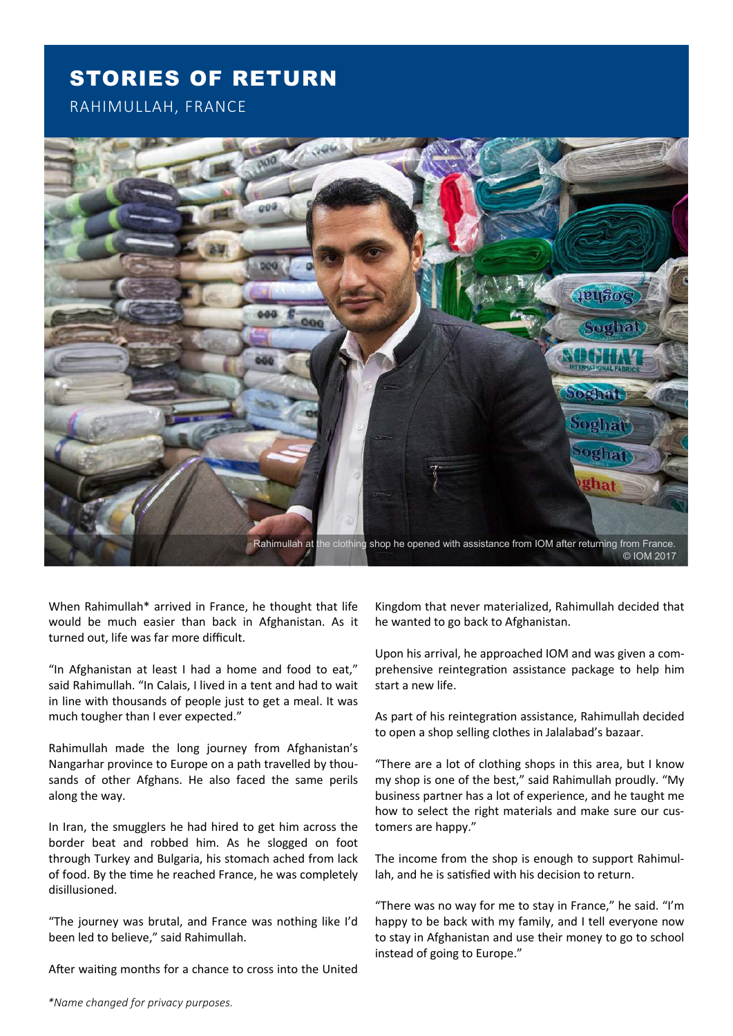# STORIES OF RETURN

RAHIMULLAH, FRANCE

Rahimullah at the clothing shop he opened with assistance from IOM after returning from France.
© IOM 2017

When Rahimullah* arrived in France, he thought that life would be much easier than back in Afghanistan. As it turned out, life was far more difficult.

"In Afghanistan at least I had a home and food to eat," said Rahimullah. "In Calais, I lived in a tent and had to wait in line with thousands of people just to get a meal. It was much tougher than I ever expected."

Rahimullah made the long journey from Afghanistan's Nangarhar province to Europe on a path travelled by thousands of other Afghans. He also faced the same perils along the way.

In Iran, the smugglers he had hired to get him across the border beat and robbed him. As he slogged on foot through Turkey and Bulgaria, his stomach ached from lack of food. By the time he reached France, he was completely disillusioned.

"The journey was brutal, and France was nothing like I'd been led to believe," said Rahimullah.

After waiting months for a chance to cross into the United Kingdom that never materialized, Rahimullah decided that he wanted to go back to Afghanistan.

Upon his arrival, he approached IOM and was given a comprehensive reintegration assistance package to help him start a new life.

As part of his reintegration assistance, Rahimullah decided to open a shop selling clothes in Jalalabad's bazaar.

"There are a lot of clothing shops in this area, but I know my shop is one of the best," said Rahimullah proudly. "My business partner has a lot of experience, and he taught me how to select the right materials and make sure our customers are happy."

The income from the shop is enough to support Rahimullah, and he is satisfied with his decision to return.

"There was no way for me to stay in France," he said. "I'm happy to be back with my family, and I tell everyone now to stay in Afghanistan and use their money to go to school instead of going to Europe."

**Name changed for privacy purposes.*